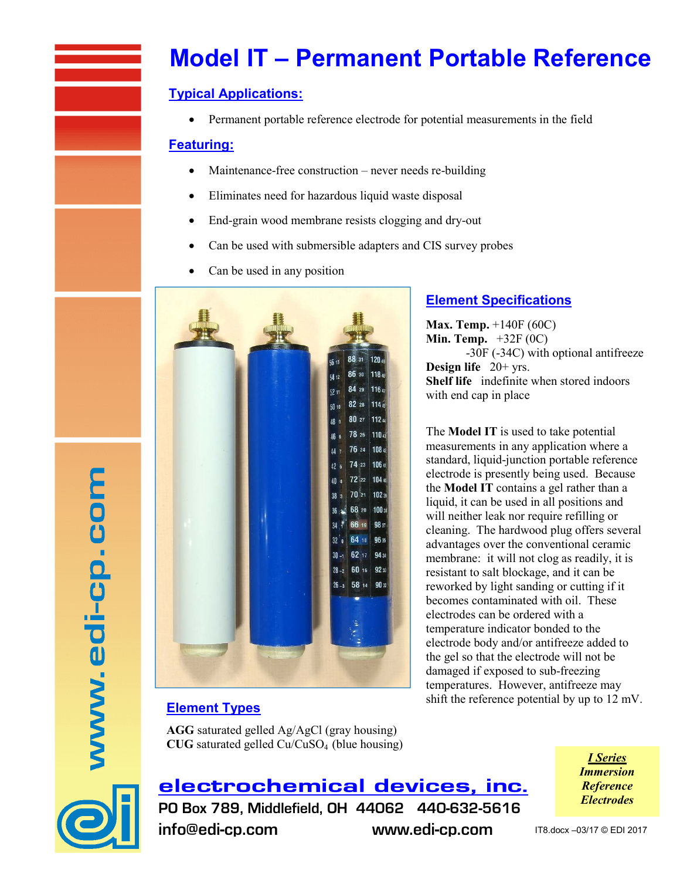# Model IT – Permanent Portable Reference

## Typical Applications:

- Permanent portable reference electrode for potential measurements in the field

## Featuring:

- Maintenance-free construction – never needs re-building
- Eliminates need for hazardous liquid waste disposal
- End-grain wood membrane resists clogging and dry-out
- Can be used with submersible adapters and CIS survey probes
- Can be used in any position

## Element Specifications

**Max. Temp.** +140F (60C)
**Min. Temp.** +32F (0C)
-30F (-34C) with optional antifreeze
**Design life** 20+ yrs.
**Shelf life** indefinite when stored indoors with end cap in place

The **Model IT** is used to take potential measurements in any application where a standard, liquid-junction portable reference electrode is presently being used. Because the **Model IT** contains a gel rather than a liquid, it can be used in all positions and will neither leak nor require refilling or cleaning. The hardwood plug offers several advantages over the conventional ceramic membrane: it will not clog as readily, it is resistant to salt blockage, and it can be reworked by light sanding or cutting if it becomes contaminated with oil. These electrodes can be ordered with a temperature indicator bonded to the electrode body and/or antifreeze added to the gel so that the electrode will not be damaged if exposed to sub-freezing temperatures. However, antifreeze may shift the reference potential by up to 12 mV.

## Element Types

**AGG** saturated gelled Ag/AgCl (gray housing)
**CUG** saturated gelled $Cu/CuSO_4$ (blue housing)

***I Series Immersion Reference Electrodes***

**electrochemical devices, inc.**
PO Box 789, Middlefield, OH 44062 440-632-5616
info@edi-cp.com www.edi-cp.com

IT8.docx –03/17 © EDI 2017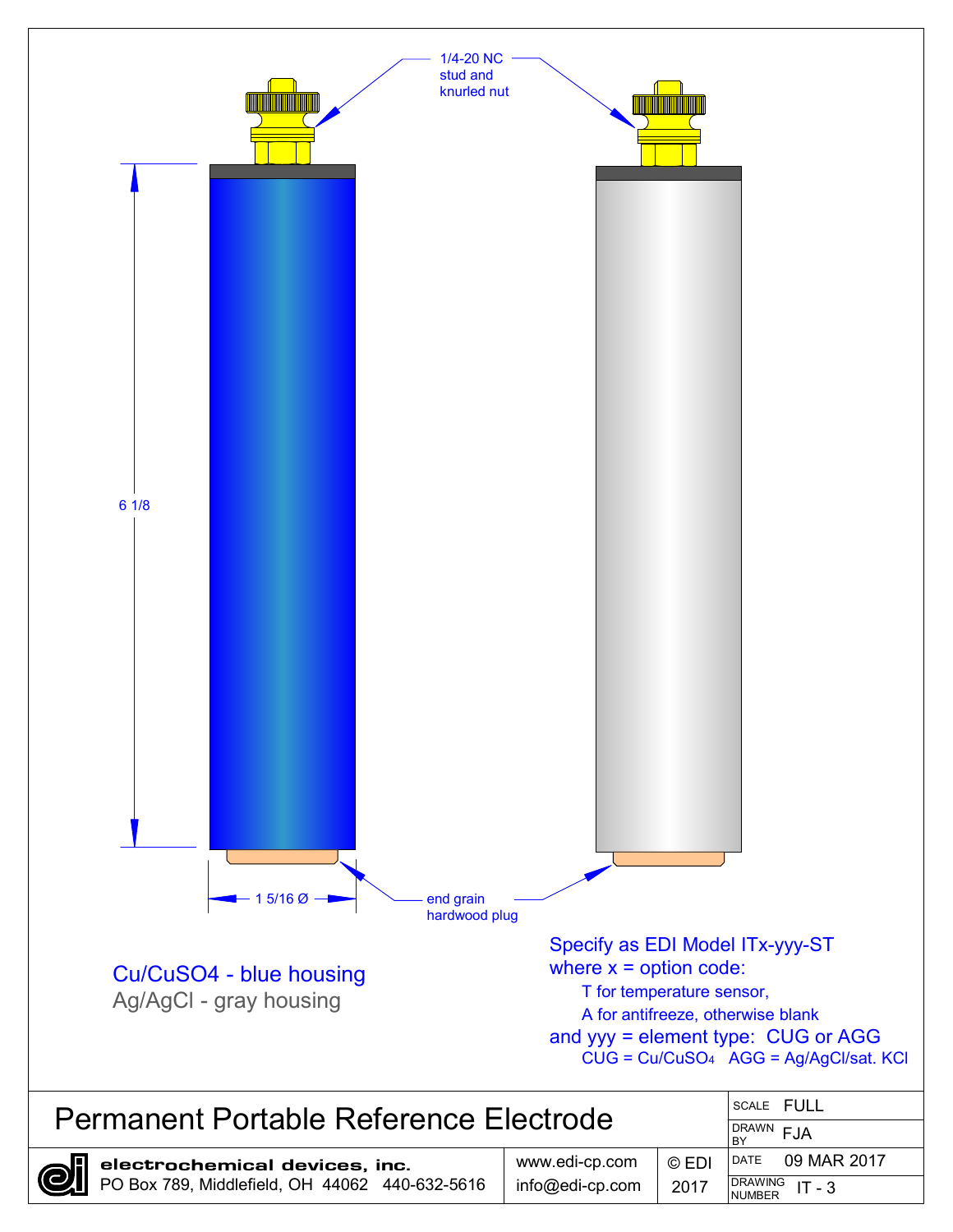1/4-20 NC stud and knurled nut

6 1/8

1 5/16 Ø

end grain hardwood plug

Cu/CuSO4 - blue housing

Ag/AgCl - gray housing

Specify as EDI Model ITx-yyy-ST
where x = option code:
- T for temperature sensor,
- A for antifreeze, otherwise blank

and yyy = element type: CUG or AGG
- CUG = $Cu/CuSO_4$ AGG = Ag/AgCl/sat. KCl

# Permanent Portable Reference Electrode

| | | | |
|---|---|---|---|
| **electrochemical devices, inc.** PO Box 789, Middlefield, OH 44062 440-632-5616 | www.edi-cp.com info@edi-cp.com | © EDI 2017 | SCALE FULL; DRAWN BY FJA; DATE 09 MAR 2017; DRAWING NUMBER IT - 3 |